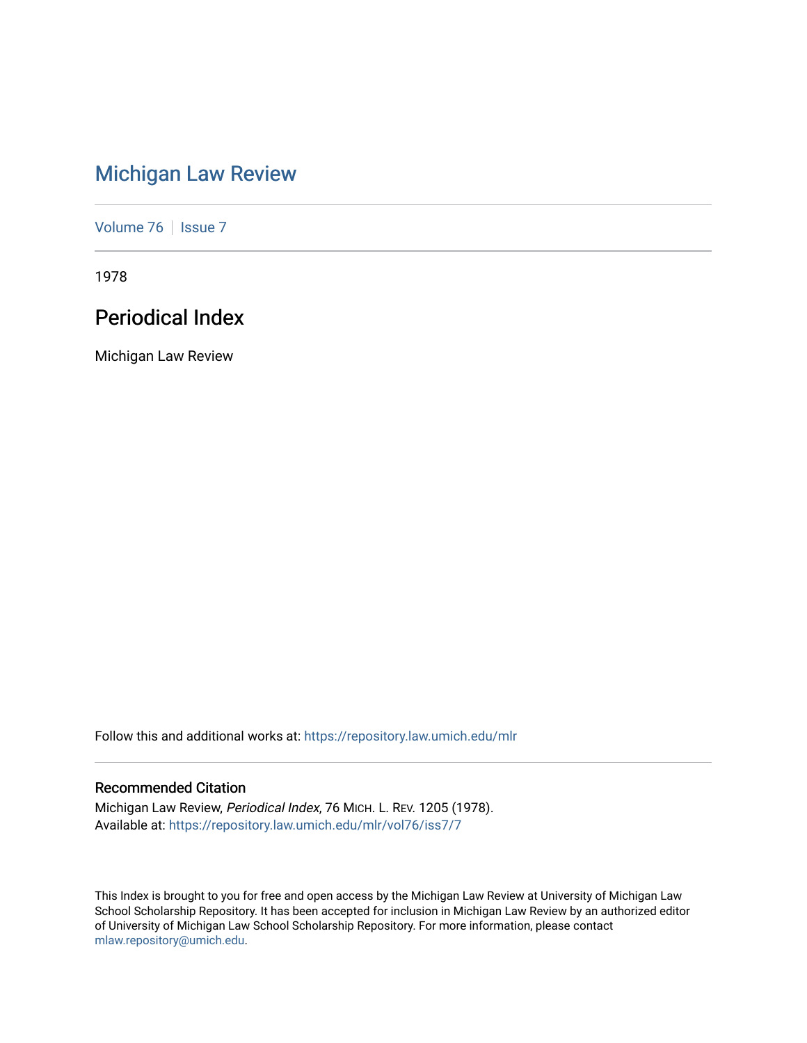# Michigan Law Review

Volume 76 | Issue 7

1978

## Periodical Index

Michigan Law Review

Follow this and additional works at: https://repository.law.umich.edu/mlr

### Recommended Citation

Michigan Law Review, *Periodical Index*, 76 MICH. L. REV. 1205 (1978).
Available at: https://repository.law.umich.edu/mlr/vol76/iss7/7

This Index is brought to you for free and open access by the Michigan Law Review at University of Michigan Law School Scholarship Repository. It has been accepted for inclusion in Michigan Law Review by an authorized editor of University of Michigan Law School Scholarship Repository. For more information, please contact mlaw.repository@umich.edu.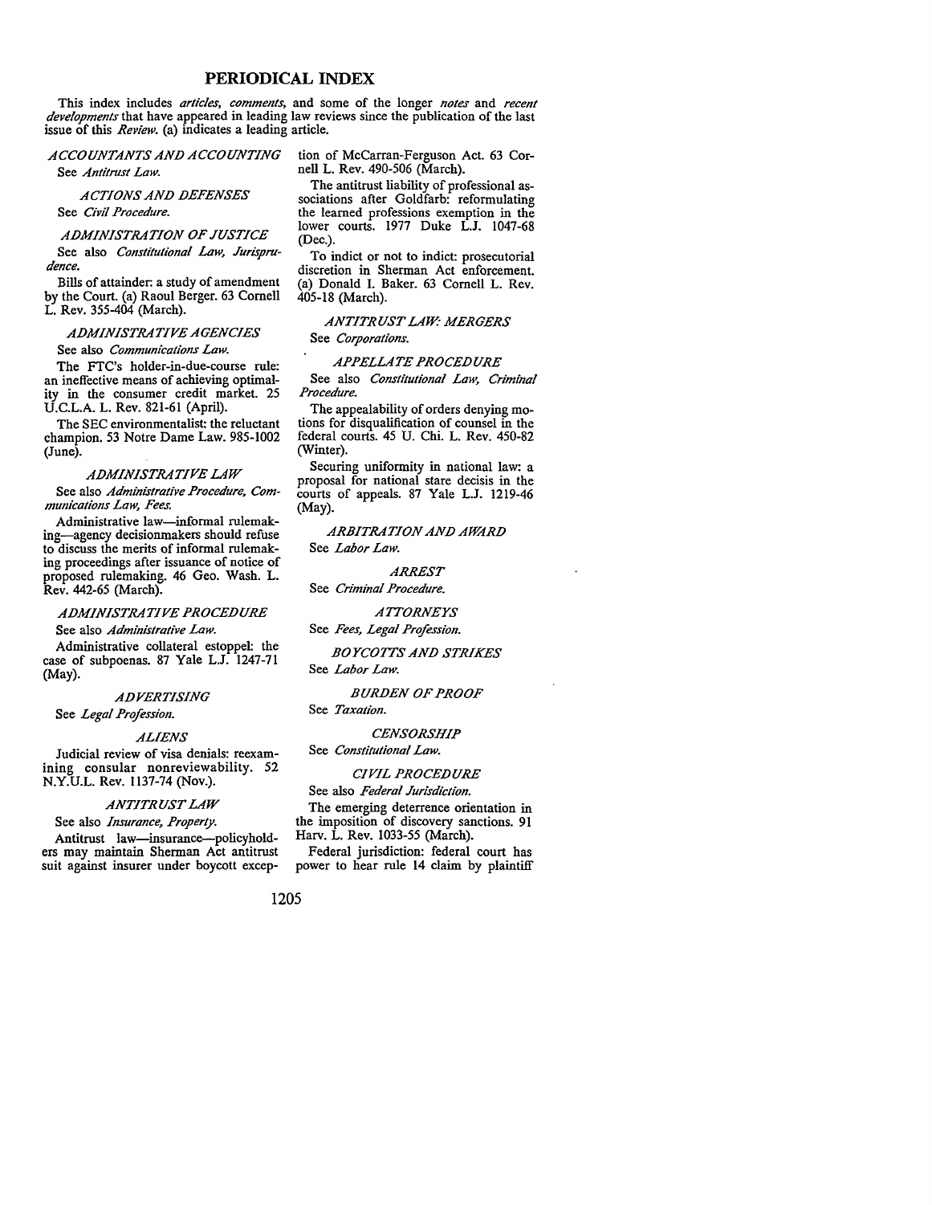# PERIODICAL INDEX

This index includes *articles, comments,* and some of the longer *notes* and *recent developments* that have appeared in leading law reviews since the publication of the last issue of this *Review.* (a) indicates a leading article.

### *ACCOUNTANTS AND ACCOUNTING*

See *Antitrust Law.*

### *ACTIONS AND DEFENSES*

See *Civil Procedure.*

### *ADMINISTRATION OF JUSTICE*

See also *Constitutional Law, Jurisprudence.*

Bills of attainder: a study of amendment by the Court. (a) Raoul Berger. 63 Cornell L. Rev. 355-404 (March).

### *ADMINISTRATIVE AGENCIES*

See also *Communications Law.*

The FTC's holder-in-due-course rule: an ineffective means of achieving optimality in the consumer credit market. 25 U.C.L.A. L. Rev. 821-61 (April).

The SEC environmentalist: the reluctant champion. 53 Notre Dame Law. 985-1002 (June).

### *ADMINISTRATIVE LAW*

See also *Administrative Procedure, Communications Law, Fees.*

Administrative law—informal rulemaking—agency decisionmakers should refuse to discuss the merits of informal rulemaking proceedings after issuance of notice of proposed rulemaking. 46 Geo. Wash. L. Rev. 442-65 (March).

### *ADMINISTRATIVE PROCEDURE*

See also *Administrative Law.*

Administrative collateral estoppel: the case of subpoenas. 87 Yale L.J. 1247-71 (May).

### *ADVERTISING*

See *Legal Profession.*

### *ALIENS*

Judicial review of visa denials: reexamining consular nonreviewability. 52 N.Y.U.L. Rev. 1137-74 (Nov.).

### *ANTITRUST LAW*

See also *Insurance, Property.*

Antitrust law—insurance—policyholders may maintain Sherman Act antitrust suit against insurer under boycott exception of McCarran-Ferguson Act. 63 Cornell L. Rev. 490-506 (March).

The antitrust liability of professional associations after Goldfarb: reformulating the learned professions exemption in the lower courts. 1977 Duke L.J. 1047-68 (Dec.).

To indict or not to indict: prosecutorial discretion in Sherman Act enforcement. (a) Donald I. Baker. 63 Cornell L. Rev. 405-18 (March).

### *ANTITRUST LAW: MERGERS*

See *Corporations.*

### *APPELLATE PROCEDURE*

See also *Constitutional Law, Criminal Procedure.*

The appealability of orders denying motions for disqualification of counsel in the federal courts. 45 U. Chi. L. Rev. 450-82 (Winter).

Securing uniformity in national law: a proposal for national stare decisis in the courts of appeals. 87 Yale L.J. 1219-46 (May).

### *ARBITRATION AND AWARD*

See *Labor Law.*

### *ARREST*

See *Criminal Procedure.*

### *ATTORNEYS*

See *Fees, Legal Profession.*

### *BOYCOTTS AND STRIKES*

See *Labor Law.*

### *BURDEN OF PROOF*

See *Taxation.*

### *CENSORSHIP*

See *Constitutional Law.*

### *CIVIL PROCEDURE*

See also *Federal Jurisdiction.*

The emerging deterrence orientation in the imposition of discovery sanctions. 91 Harv. L. Rev. 1033-55 (March).

Federal jurisdiction: federal court has power to hear rule 14 claim by plaintiff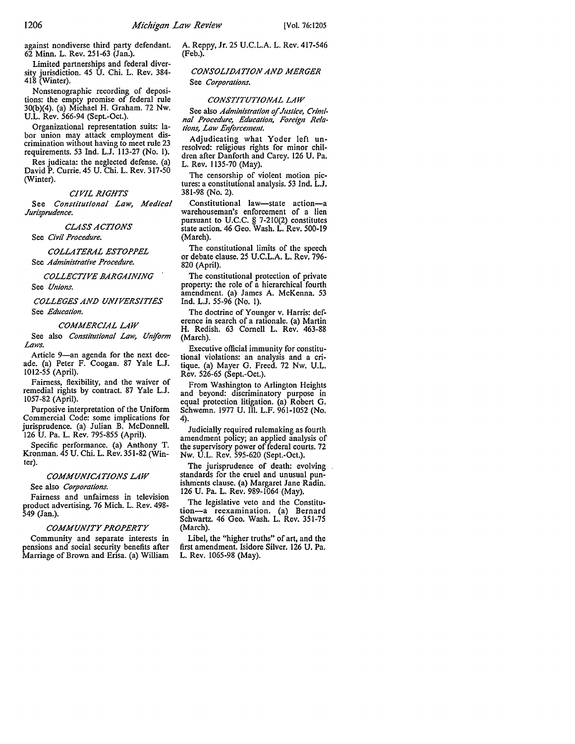against nondiverse third party defendant. 62 Minn. L. Rev. 251-63 (Jan.).

Limited partnerships and federal diversity jurisdiction. 45 U. Chi. L. Rev. 384-418 (Winter).

Nonstenographic recording of depositions: the empty promise of federal rule 30(b)(4). (a) Michael H. Graham. 72 Nw. U.L. Rev. 566-94 (Sept.-Oct.).

Organizational representation suits: labor union may attack employment discrimination without having to meet rule 23 requirements. 53 Ind. L.J. 113-27 (No. 1).

Res judicata: the neglected defense. (a) David P. Currie. 45 U. Chi. L. Rev. 317-50 (Winter).

### *CIVIL RIGHTS*

See *Constitutional Law, Medical Jurisprudence.*

### *CLASS ACTIONS*

See *Civil Procedure.*

### *COLLATERAL ESTOPPEL*

See *Administrative Procedure.*

### *COLLECTIVE BARGAINING*

See *Unions.*

### *COLLEGES AND UNIVERSITIES*

See *Education.*

### *COMMERCIAL LAW*

See also *Constitutional Law, Uniform Laws.*

Article 9—an agenda for the next decade. (a) Peter F. Coogan. 87 Yale L.J. 1012-55 (April).

Fairness, flexibility, and the waiver of remedial rights by contract. 87 Yale L.J. 1057-82 (April).

Purposive interpretation of the Uniform Commercial Code: some implications for jurisprudence. (a) Julian B. McDonnell. 126 U. Pa. L. Rev. 795-855 (April).

Specific performance. (a) Anthony T. Kronman. 45 U. Chi. L. Rev. 351-82 (Winter).

### *COMMUNICATIONS LAW*

See also *Corporations.*

Fairness and unfairness in television product advertising. 76 Mich. L. Rev. 498-549 (Jan.).

### *COMMUNITY PROPERTY*

Community and separate interests in pensions and social security benefits after Marriage of Brown and Erisa. (a) William A. Reppy, Jr. 25 U.C.L.A. L. Rev. 417-546 (Feb.).

### *CONSOLIDATION AND MERGER*

See *Corporations.*

### *CONSTITUTIONAL LAW*

See also *Administration of Justice, Criminal Procedure, Education, Foreign Relations, Law Enforcement.*

Adjudicating what Yoder left unresolved: religious rights for minor children after Danforth and Carey. 126 U. Pa. L. Rev. 1135-70 (May).

The censorship of violent motion pictures: a constitutional analysis. 53 Ind. L.J. 381-98 (No. 2).

Constitutional law—state action—a warehouseman's enforcement of a lien pursuant to U.C.C. § 7-210(2) constitutes state action. 46 Geo. Wash. L. Rev. 500-19 (March).

The constitutional limits of the speech or debate clause. 25 U.C.L.A. L. Rev. 796-820 (April).

The constitutional protection of private property: the role of a hierarchical fourth amendment. (a) James A. McKenna. 53 Ind. L.J. 55-96 (No. 1).

The doctrine of Younger v. Harris: deference in search of a rationale. (a) Martin H. Redish. 63 Cornell L. Rev. 463-88 (March).

Executive official immunity for constitutional violations: an analysis and a critique. (a) Mayer G. Freed. 72 Nw. U.L. Rev. 526-65 (Sept.-Oct.).

From Washington to Arlington Heights and beyond: discriminatory purpose in equal protection litigation. (a) Robert G. Schwemn. 1977 U. Ill. L.F. 961-1052 (No. 4).

Judicially required rulemaking as fourth amendment policy; an applied analysis of the supervisory power of federal courts. 72 Nw. U.L. Rev. 595-620 (Sept.-Oct.).

The jurisprudence of death: evolving standards for the cruel and unusual punishments clause. (a) Margaret Jane Radin. 126 U. Pa. L. Rev. 989-1064 (May).

The legislative veto and the Constitution—a reexamination. (a) Bernard Schwartz. 46 Geo. Wash. L. Rev. 351-75 (March).

Libel, the "higher truths" of art, and the first amendment. Isidore Silver. 126 U. Pa. L. Rev. 1065-98 (May).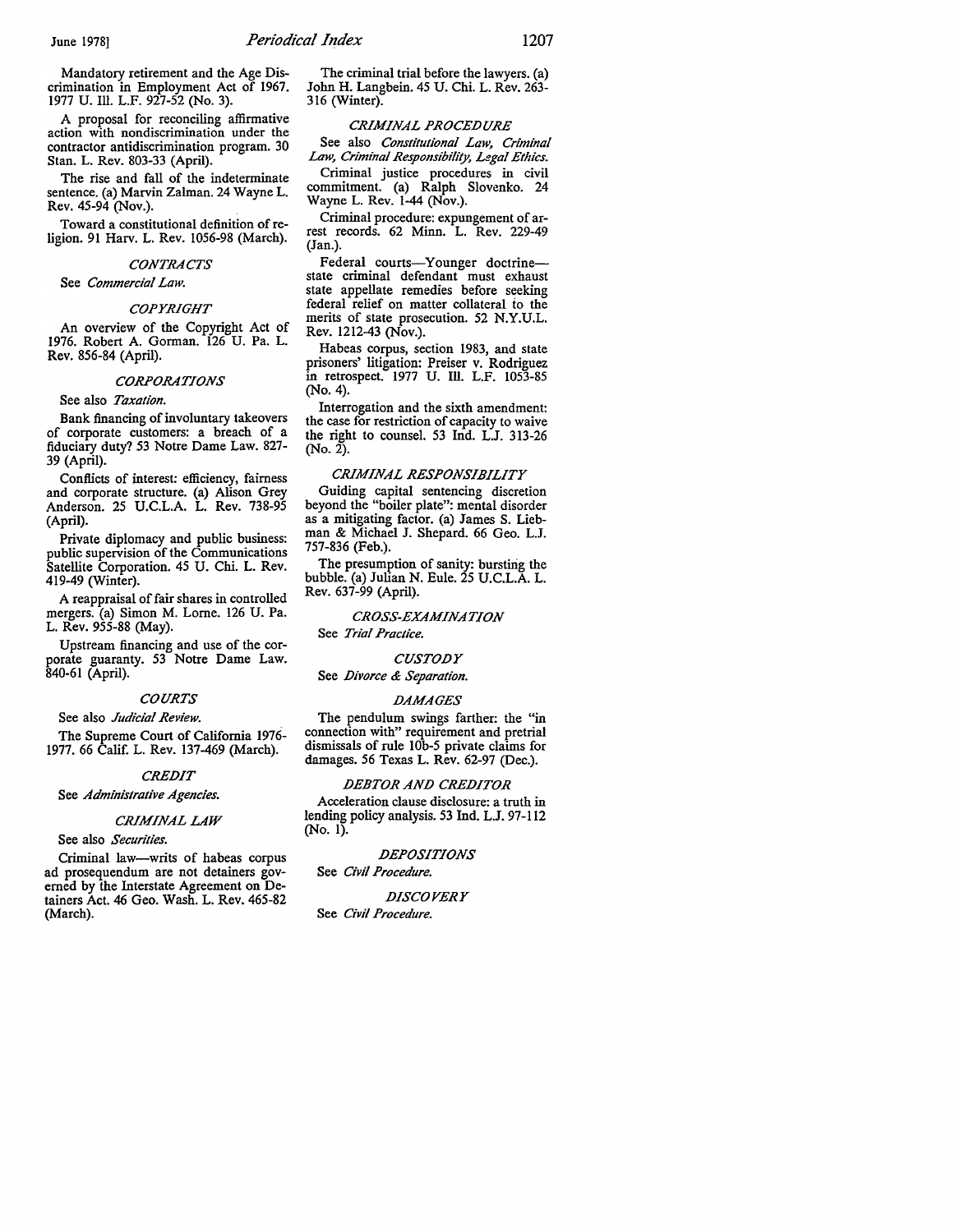Mandatory retirement and the Age Discrimination in Employment Act of 1967. 1977 U. Ill. L.F. 927-52 (No. 3).

A proposal for reconciling affirmative action with nondiscrimination under the contractor antidiscrimination program. 30 Stan. L. Rev. 803-33 (April).

The rise and fall of the indeterminate sentence. (a) Marvin Zalman. 24 Wayne L. Rev. 45-94 (Nov.).

Toward a constitutional definition of religion. 91 Harv. L. Rev. 1056-98 (March).

### *CONTRACTS*

See *Commercial Law.*

### *COPYRIGHT*

An overview of the Copyright Act of 1976. Robert A. Gorman. 126 U. Pa. L. Rev. 856-84 (April).

### *CORPORATIONS*

See also *Taxation.*

Bank financing of involuntary takeovers of corporate customers: a breach of a fiduciary duty? 53 Notre Dame Law. 827-39 (April).

Conflicts of interest: efficiency, fairness and corporate structure. (a) Alison Grey Anderson. 25 U.C.L.A. L. Rev. 738-95 (April).

Private diplomacy and public business: public supervision of the Communications Satellite Corporation. 45 U. Chi. L. Rev. 419-49 (Winter).

A reappraisal of fair shares in controlled mergers. (a) Simon M. Lorne. 126 U. Pa. L. Rev. 955-88 (May).

Upstream financing and use of the corporate guaranty. 53 Notre Dame Law. 840-61 (April).

### *COURTS*

See also *Judicial Review.*

The Supreme Court of California 1976-1977. 66 Calif. L. Rev. 137-469 (March).

### *CREDIT*

See *Administrative Agencies.*

### *CRIMINAL LAW*

See also *Securities.*

Criminal law—writs of habeas corpus ad prosequendum are not detainers governed by the Interstate Agreement on Detainers Act. 46 Geo. Wash. L. Rev. 465-82 (March).

The criminal trial before the lawyers. (a) John H. Langbein. 45 U. Chi. L. Rev. 263-316 (Winter).

### *CRIMINAL PROCEDURE*

See also *Constitutional Law, Criminal Law, Criminal Responsibility, Legal Ethics.*

Criminal justice procedures in civil commitment. (a) Ralph Slovenko. 24 Wayne L. Rev. 1-44 (Nov.).

Criminal procedure: expungement of arrest records. 62 Minn. L. Rev. 229-49 (Jan.).

Federal courts—Younger doctrine—state criminal defendant must exhaust state appellate remedies before seeking federal relief on matter collateral to the merits of state prosecution. 52 N.Y.U.L. Rev. 1212-43 (Nov.).

Habeas corpus, section 1983, and state prisoners' litigation: Preiser v. Rodriguez in retrospect. 1977 U. Ill. L.F. 1053-85 (No. 4).

Interrogation and the sixth amendment: the case for restriction of capacity to waive the right to counsel. 53 Ind. L.J. 313-26 (No. 2).

### *CRIMINAL RESPONSIBILITY*

Guiding capital sentencing discretion beyond the "boiler plate": mental disorder as a mitigating factor. (a) James S. Liebman & Michael J. Shepard. 66 Geo. L.J. 757-836 (Feb.).

The presumption of sanity: bursting the bubble. (a) Julian N. Eule. 25 U.C.L.A. L. Rev. 637-99 (April).

### *CROSS-EXAMINATION*

See *Trial Practice.*

### *CUSTODY*

See *Divorce & Separation.*

### *DAMAGES*

The pendulum swings farther: the "in connection with" requirement and pretrial dismissals of rule 10b-5 private claims for damages. 56 Texas L. Rev. 62-97 (Dec.).

### *DEBTOR AND CREDITOR*

Acceleration clause disclosure: a truth in lending policy analysis. 53 Ind. L.J. 97-112 (No. 1).

### *DEPOSITIONS*

See *Civil Procedure.*

### *DISCOVERY*

See *Civil Procedure.*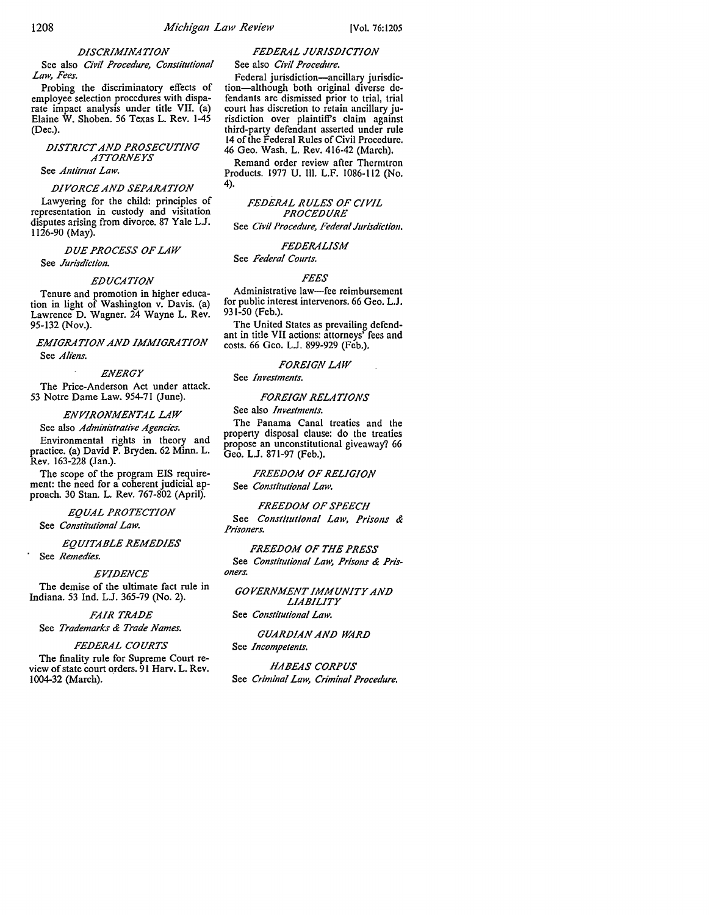### *DISCRIMINATION*

See also *Civil Procedure, Constitutional Law, Fees.*

Probing the discriminatory effects of employee selection procedures with disparate impact analysis under title VII. (a) Elaine W. Shoben. 56 Texas L. Rev. 1-45 (Dec.).

### *DISTRICT AND PROSECUTING ATTORNEYS*

See *Antitrust Law.*

### *DIVORCE AND SEPARATION*

Lawyering for the child: principles of representation in custody and visitation disputes arising from divorce. 87 Yale L.J. 1126-90 (May).

### *DUE PROCESS OF LAW*

See *Jurisdiction.*

### *EDUCATION*

Tenure and promotion in higher education in light of Washington v. Davis. (a) Lawrence D. Wagner. 24 Wayne L. Rev. 95-132 (Nov.).

### *EMIGRATION AND IMMIGRATION*

See *Aliens.*

### *ENERGY*

The Price-Anderson Act under attack. 53 Notre Dame Law. 954-71 (June).

### *ENVIRONMENTAL LAW*

See also *Administrative Agencies.*

Environmental rights in theory and practice. (a) David P. Bryden. 62 Minn. L. Rev. 163-228 (Jan.).

The scope of the program EIS requirement: the need for a coherent judicial approach. 30 Stan. L. Rev. 767-802 (April).

### *EQUAL PROTECTION*

See *Constitutional Law.*

### *EQUITABLE REMEDIES*

See *Remedies.*

### *EVIDENCE*

The demise of the ultimate fact rule in Indiana. 53 Ind. L.J. 365-79 (No. 2).

### *FAIR TRADE*

See *Trademarks & Trade Names.*

### *FEDERAL COURTS*

The finality rule for Supreme Court review of state court orders. 91 Harv. L. Rev. 1004-32 (March).

### *FEDERAL JURISDICTION*

See also *Civil Procedure.*

Federal jurisdiction—ancillary jurisdiction—although both original diverse defendants are dismissed prior to trial, trial court has discretion to retain ancillary jurisdiction over plaintiff's claim against third-party defendant asserted under rule 14 of the Federal Rules of Civil Procedure. 46 Geo. Wash. L. Rev. 416-42 (March).

Remand order review after Thermtron Products. 1977 U. Ill. L.F. 1086-112 (No. 4).

### *FEDERAL RULES OF CIVIL PROCEDURE*

See *Civil Procedure, Federal Jurisdiction.*

### *FEDERALISM*

See *Federal Courts.*

### *FEES*

Administrative law—fee reimbursement for public interest intervenors. 66 Geo. L.J. 931-50 (Feb.).

The United States as prevailing defendant in title VII actions: attorneys' fees and costs. 66 Geo. L.J. 899-929 (Feb.).

### *FOREIGN LAW*

See *Investments.*

### *FOREIGN RELATIONS*

See also *Investments.*

The Panama Canal treaties and the property disposal clause: do the treaties propose an unconstitutional giveaway? 66 Geo. L.J. 871-97 (Feb.).

### *FREEDOM OF RELIGION*

See *Constitutional Law.*

### *FREEDOM OF SPEECH*

See *Constitutional Law, Prisons & Prisoners.*

### *FREEDOM OF THE PRESS*

See *Constitutional Law, Prisons & Prisoners.*

### *GOVERNMENT IMMUNITY AND LIABILITY*

See *Constitutional Law.*

### *GUARDIAN AND WARD*

See *Incompetents.*

### *HABEAS CORPUS*

See *Criminal Law, Criminal Procedure.*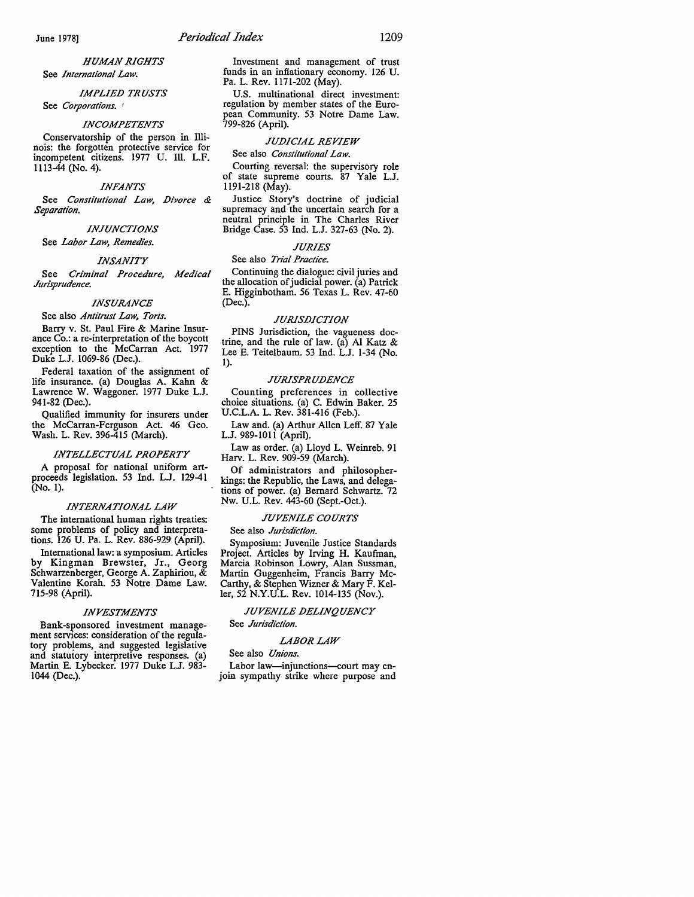### *HUMAN RIGHTS*

See *International Law.*

### *IMPLIED TRUSTS*

See *Corporations.*

### *INCOMPETENTS*

Conservatorship of the person in Illinois: the forgotten protective service for incompetent citizens. 1977 U. Ill. L.F. 1113-44 (No. 4).

### *INFANTS*

See *Constitutional Law, Divorce & Separation.*

### *INJUNCTIONS*

See *Labor Law, Remedies.*

### *INSANITY*

See *Criminal Procedure, Medical Jurisprudence.*

### *INSURANCE*

See also *Antitrust Law, Torts.*

Barry v. St. Paul Fire & Marine Insurance Co.: a re-interpretation of the boycott exception to the McCarran Act. 1977 Duke L.J. 1069-86 (Dec.).

Federal taxation of the assignment of life insurance. (a) Douglas A. Kahn & Lawrence W. Waggoner. 1977 Duke L.J. 941-82 (Dec.).

Qualified immunity for insurers under the McCarran-Ferguson Act. 46 Geo. Wash. L. Rev. 396-415 (March).

### *INTELLECTUAL PROPERTY*

A proposal for national uniform art-proceeds legislation. 53 Ind. L.J. 129-41 (No. 1).

### *INTERNATIONAL LAW*

The international human rights treaties: some problems of policy and interpretations. 126 U. Pa. L. Rev. 886-929 (April).

International law: a symposium. Articles by Kingman Brewster, Jr., Georg Schwarzenberger, George A. Zaphiriou, & Valentine Korah. 53 Notre Dame Law. 715-98 (April).

### *INVESTMENTS*

Bank-sponsored investment management services: consideration of the regulatory problems, and suggested legislative and statutory interpretive responses. (a) Martin E. Lybecker. 1977 Duke L.J. 983-1044 (Dec.).

Investment and management of trust funds in an inflationary economy. 126 U. Pa. L. Rev. 1171-202 (May).

U.S. multinational direct investment: regulation by member states of the European Community. 53 Notre Dame Law. 799-826 (April).

### *JUDICIAL REVIEW*

See also *Constitutional Law.*

Courting reversal: the supervisory role of state supreme courts. 87 Yale L.J. 1191-218 (May).

Justice Story's doctrine of judicial supremacy and the uncertain search for a neutral principle in The Charles River Bridge Case. 53 Ind. L.J. 327-63 (No. 2).

### *JURIES*

See also *Trial Practice.*

Continuing the dialogue: civil juries and the allocation of judicial power. (a) Patrick E. Higginbotham. 56 Texas L. Rev. 47-60 (Dec.).

### *JURISDICTION*

PINS Jurisdiction, the vagueness doctrine, and the rule of law. (a) Al Katz & Lee E. Teitelbaum. 53 Ind. L.J. 1-34 (No. 1).

### *JURISPRUDENCE*

Counting preferences in collective choice situations. (a) C. Edwin Baker. 25 U.C.L.A. L. Rev. 381-416 (Feb.).

Law and. (a) Arthur Allen Leff. 87 Yale L.J. 989-1011 (April).

Law as order. (a) Lloyd L. Weinreb. 91 Harv. L. Rev. 909-59 (March).

Of administrators and philosopher-kings: the Republic, the Laws, and delegations of power. (a) Bernard Schwartz. 72 Nw. U.L. Rev. 443-60 (Sept.-Oct.).

### *JUVENILE COURTS*

See also *Jurisdiction.*

Symposium: Juvenile Justice Standards Project. Articles by Irving H. Kaufman, Marcia Robinson Lowry, Alan Sussman, Martin Guggenheim, Francis Barry McCarthy, & Stephen Wizner & Mary F. Keller, 52 N.Y.U.L. Rev. 1014-135 (Nov.).

### *JUVENILE DELINQUENCY*

See *Jurisdiction.*

### *LABOR LAW*

See also *Unions.*

Labor law—injunctions—court may enjoin sympathy strike where purpose and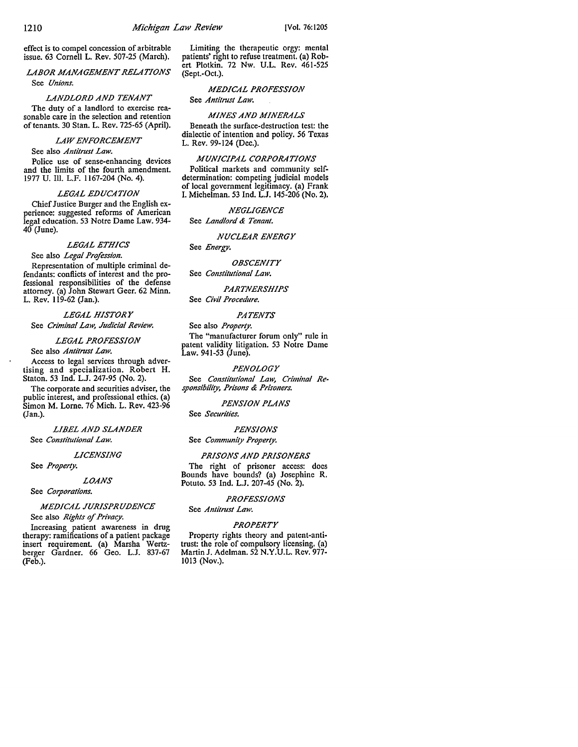effect is to compel concession of arbitrable issue. 63 Cornell L. Rev. 507-25 (March).

### LABOR MANAGEMENT RELATIONS

See *Unions.*

### LANDLORD AND TENANT

The duty of a landlord to exercise reasonable care in the selection and retention of tenants. 30 Stan. L. Rev. 725-65 (April).

### LAW ENFORCEMENT

See also *Antitrust Law.*

Police use of sense-enhancing devices and the limits of the fourth amendment. 1977 U. Ill. L.F. 1167-204 (No. 4).

### LEGAL EDUCATION

Chief Justice Burger and the English experience: suggested reforms of American legal education. 53 Notre Dame Law. 934-40 (June).

### LEGAL ETHICS

See also *Legal Profession.*

Representation of multiple criminal defendants: conflicts of interest and the professional responsibilities of the defense attorney. (a) John Stewart Geer. 62 Minn. L. Rev. 119-62 (Jan.).

### LEGAL HISTORY

See *Criminal Law, Judicial Review.*

### LEGAL PROFESSION

See also *Antitrust Law.*

Access to legal services through advertising and specialization. Robert H. Staton. 53 Ind. L.J. 247-95 (No. 2).

The corporate and securities adviser, the public interest, and professional ethics. (a) Simon M. Lorne. 76 Mich. L. Rev. 423-96 (Jan.).

### LIBEL AND SLANDER

See *Constitutional Law.*

### LICENSING

See *Property.*

### LOANS

See *Corporations.*

### MEDICAL JURISPRUDENCE

See also *Rights of Privacy.*

Increasing patient awareness in drug therapy: ramifications of a patient package insert requirement. (a) Marsha Wertzberger Gardner. 66 Geo. L.J. 837-67 (Feb.).

Limiting the therapeutic orgy: mental patients' right to refuse treatment. (a) Robert Plotkin. 72 Nw. U.L. Rev. 461-525 (Sept.-Oct.).

### MEDICAL PROFESSION

See *Antitrust Law.*

### MINES AND MINERALS

Beneath the surface-destruction test: the dialectic of intention and policy. 56 Texas L. Rev. 99-124 (Dec.).

### MUNICIPAL CORPORATIONS

Political markets and community self-determination: competing judicial models of local government legitimacy. (a) Frank I. Michelman. 53 Ind. L.J. 145-206 (No. 2).

### NEGLIGENCE

See *Landlord & Tenant.*

### NUCLEAR ENERGY

See *Energy.*

### OBSCENITY

See *Constitutional Law.*

### PARTNERSHIPS

See *Civil Procedure.*

### PATENTS

See also *Property.*

The "manufacturer forum only" rule in patent validity litigation. 53 Notre Dame Law. 941-53 (June).

### PENOLOGY

See *Constitutional Law, Criminal Responsibility, Prisons & Prisoners.*

### PENSION PLANS

See *Securities.*

### PENSIONS

See *Community Property.*

### PRISONS AND PRISONERS

The right of prisoner access: does Bounds have bounds? (a) Josephine R. Potuto. 53 Ind. L.J. 207-45 (No. 2).

### PROFESSIONS

See *Antitrust Law.*

### PROPERTY

Property rights theory and patent-antitrust: the role of compulsory licensing. (a) Martin J. Adelman. 52 N.Y.U.L. Rev. 977-1013 (Nov.).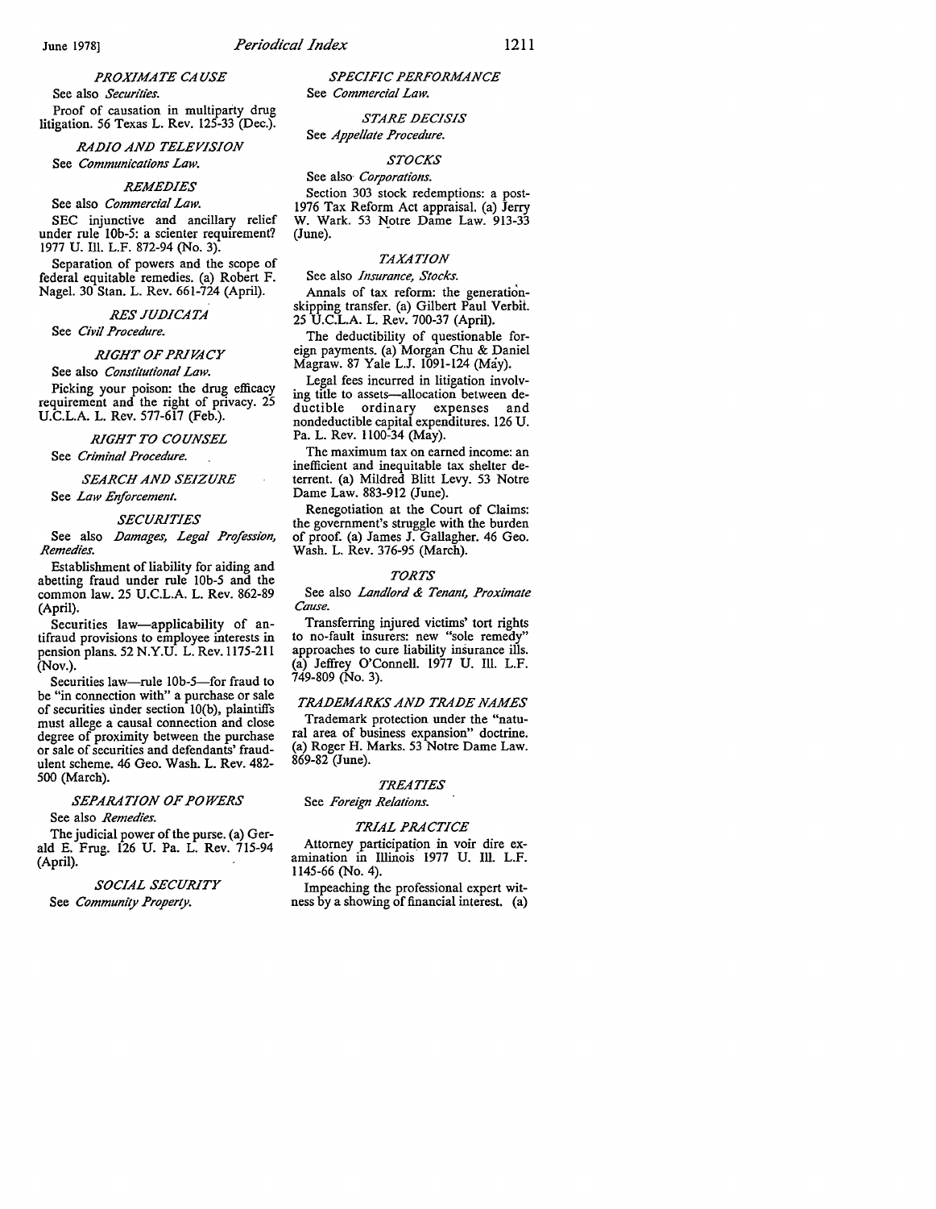### *PROXIMATE CAUSE*

See also *Securities.*

Proof of causation in multiparty drug litigation. 56 Texas L. Rev. 125-33 (Dec.).

### *RADIO AND TELEVISION*

See *Communications Law.*

### *REMEDIES*

See also *Commercial Law.*

SEC injunctive and ancillary relief under rule 10b-5: a scienter requirement? 1977 U. Ill. L.F. 872-94 (No. 3).

Separation of powers and the scope of federal equitable remedies. (a) Robert F. Nagel. 30 Stan. L. Rev. 661-724 (April).

### *RES JUDICATA*

See *Civil Procedure.*

### *RIGHT OF PRIVACY*

See also *Constitutional Law.*

Picking your poison: the drug efficacy requirement and the right of privacy. 25 U.C.L.A. L. Rev. 577-617 (Feb.).

### *RIGHT TO COUNSEL*

See *Criminal Procedure.*

### *SEARCH AND SEIZURE*

See *Law Enforcement.*

### *SECURITIES*

See also *Damages, Legal Profession, Remedies.*

Establishment of liability for aiding and abetting fraud under rule 10b-5 and the common law. 25 U.C.L.A. L. Rev. 862-89 (April).

Securities law—applicability of antifraud provisions to employee interests in pension plans. 52 N.Y.U. L. Rev. 1175-211 (Nov.).

Securities law—rule 10b-5—for fraud to be "in connection with" a purchase or sale of securities under section 10(b), plaintiffs must allege a causal connection and close degree of proximity between the purchase or sale of securities and defendants' fraudulent scheme. 46 Geo. Wash. L. Rev. 482-500 (March).

### *SEPARATION OF POWERS*

See also *Remedies.*

The judicial power of the purse. (a) Gerald E. Frug. 126 U. Pa. L. Rev. 715-94 (April).

### *SOCIAL SECURITY*

See *Community Property.*

### *SPECIFIC PERFORMANCE*

See *Commercial Law.*

### *STARE DECISIS*

See *Appellate Procedure.*

### *STOCKS*

See also *Corporations.*

Section 303 stock redemptions: a post-1976 Tax Reform Act appraisal. (a) Jerry W. Wark. 53 Notre Dame Law. 913-33 (June).

### *TAXATION*

See also *Insurance, Stocks.*

Annals of tax reform: the generation-skipping transfer. (a) Gilbert Paul Verbit. 25 U.C.L.A. L. Rev. 700-37 (April).

The deductibility of questionable foreign payments. (a) Morgan Chu & Daniel Magraw. 87 Yale L.J. 1091-124 (May).

Legal fees incurred in litigation involving title to assets—allocation between deductible ordinary expenses and nondeductible capital expenditures. 126 U. Pa. L. Rev. 1100-34 (May).

The maximum tax on earned income: an inefficient and inequitable tax shelter deterrent. (a) Mildred Blitt Levy. 53 Notre Dame Law. 883-912 (June).

Renegotiation at the Court of Claims: the government's struggle with the burden of proof. (a) James J. Gallagher. 46 Geo. Wash. L. Rev. 376-95 (March).

### *TORTS*

See also *Landlord & Tenant, Proximate Cause.*

Transferring injured victims' tort rights to no-fault insurers: new "sole remedy" approaches to cure liability insurance ills. (a) Jeffrey O'Connell. 1977 U. Ill. L.F. 749-809 (No. 3).

### *TRADEMARKS AND TRADE NAMES*

Trademark protection under the "natural area of business expansion" doctrine. (a) Roger H. Marks. 53 Notre Dame Law. 869-82 (June).

### *TREATIES*

See *Foreign Relations.*

### *TRIAL PRACTICE*

Attorney participation in voir dire examination in Illinois 1977 U. Ill. L.F. 1145-66 (No. 4).

Impeaching the professional expert witness by a showing of financial interest. (a)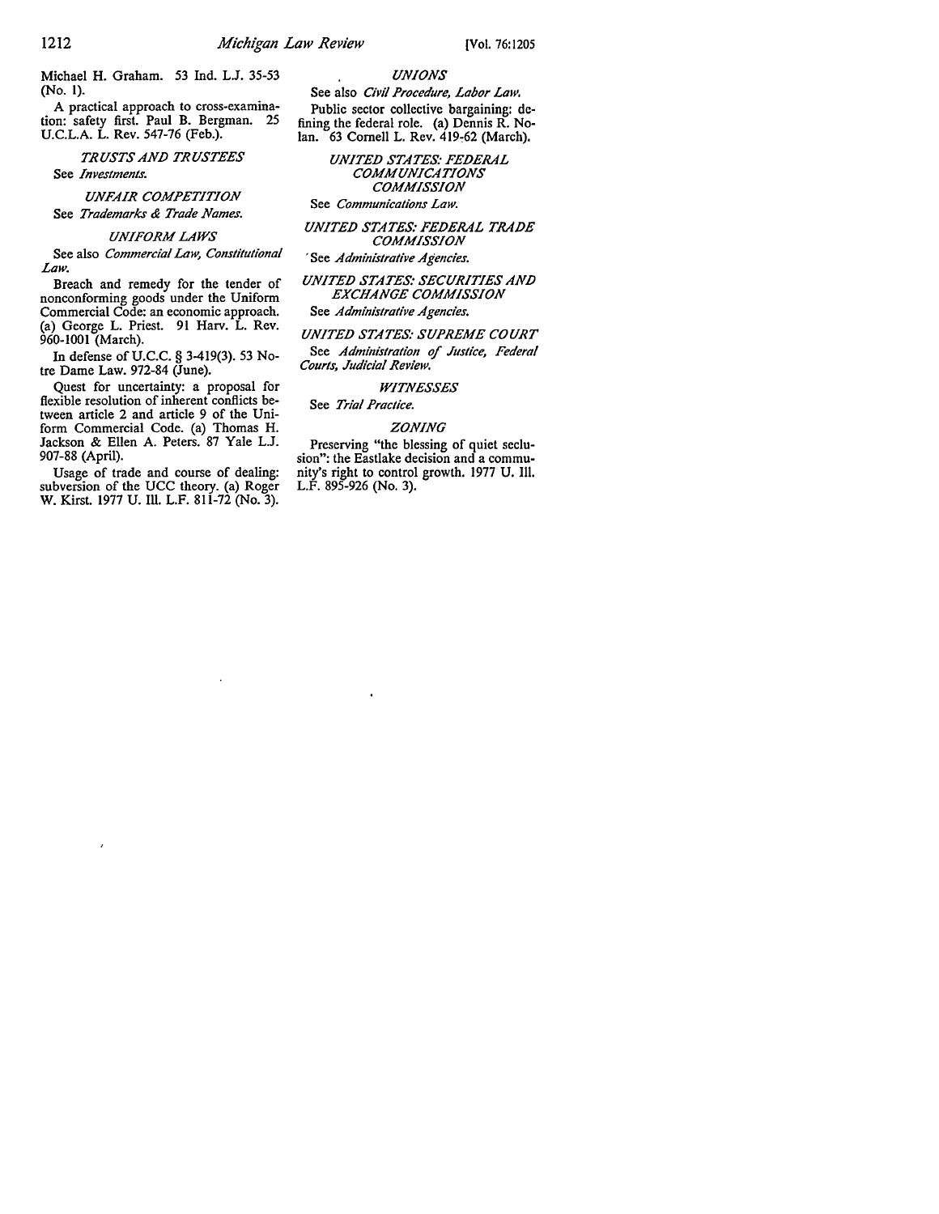Michael H. Graham. 53 Ind. L.J. 35-53 (No. 1).

A practical approach to cross-examination: safety first. Paul B. Bergman. 25 U.C.L.A. L. Rev. 547-76 (Feb.).

### *TRUSTS AND TRUSTEES*

See *Investments.*

### *UNFAIR COMPETITION*

See *Trademarks & Trade Names.*

### *UNIFORM LAWS*

See also *Commercial Law, Constitutional Law.*

Breach and remedy for the tender of nonconforming goods under the Uniform Commercial Code: an economic approach. (a) George L. Priest. 91 Harv. L. Rev. 960-1001 (March).

In defense of U.C.C. § 3-419(3). 53 Notre Dame Law. 972-84 (June).

Quest for uncertainty: a proposal for flexible resolution of inherent conflicts between article 2 and article 9 of the Uniform Commercial Code. (a) Thomas H. Jackson & Ellen A. Peters. 87 Yale L.J. 907-88 (April).

Usage of trade and course of dealing: subversion of the UCC theory. (a) Roger W. Kirst. 1977 U. Ill. L.F. 811-72 (No. 3).

### *UNIONS*

See also *Civil Procedure, Labor Law.*

Public sector collective bargaining: defining the federal role. (a) Dennis R. Nolan. 63 Cornell L. Rev. 419-62 (March).

### *UNITED STATES: FEDERAL COMMUNICATIONS COMMISSION*

See *Communications Law.*

### *UNITED STATES: FEDERAL TRADE COMMISSION*

See *Administrative Agencies.*

### *UNITED STATES: SECURITIES AND EXCHANGE COMMISSION*

See *Administrative Agencies.*

### *UNITED STATES: SUPREME COURT*

See *Administration of Justice, Federal Courts, Judicial Review.*

### *WITNESSES*

See *Trial Practice.*

### *ZONING*

Preserving "the blessing of quiet seclusion": the Eastlake decision and a community's right to control growth. 1977 U. Ill. L.F. 895-926 (No. 3).